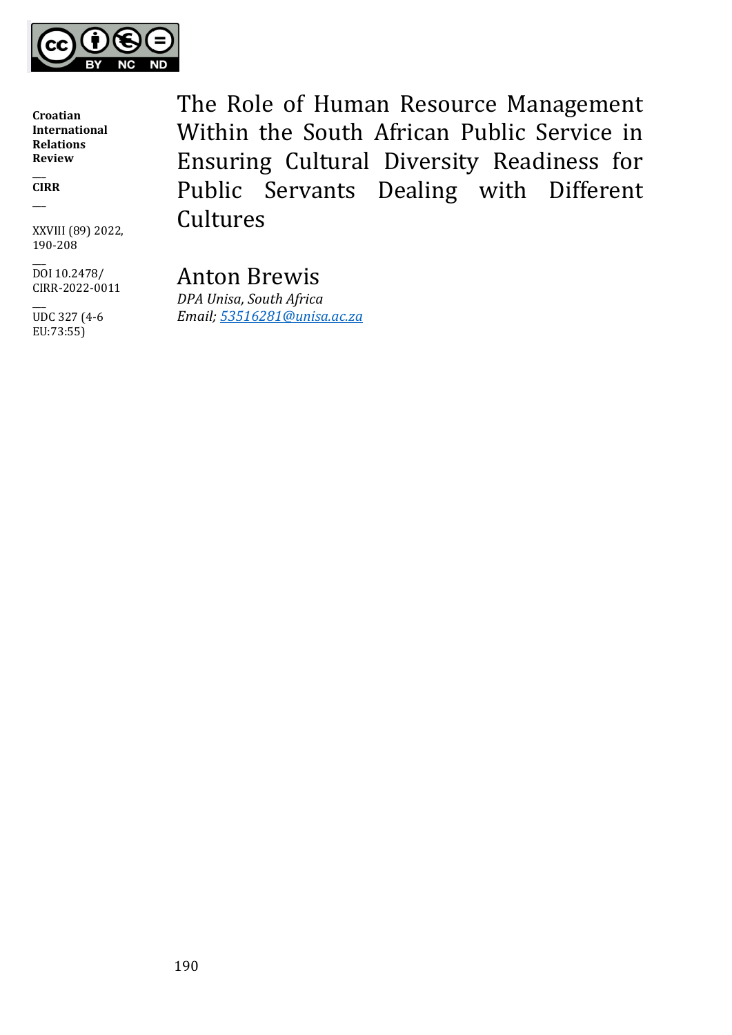**Croatian International Relations Review**

**CIRR**

XXVIII (89) 2022, 190-208

DOI 10.2478/CIRR-2022-0011

UDC 327 (4-6 EU:73:55)

# The Role of Human Resource Management Within the South African Public Service in Ensuring Cultural Diversity Readiness for Public Servants Dealing with Different Cultures

## Anton Brewis

*DPA Unisa, South Africa*

*Email; 53516281@unisa.ac.za*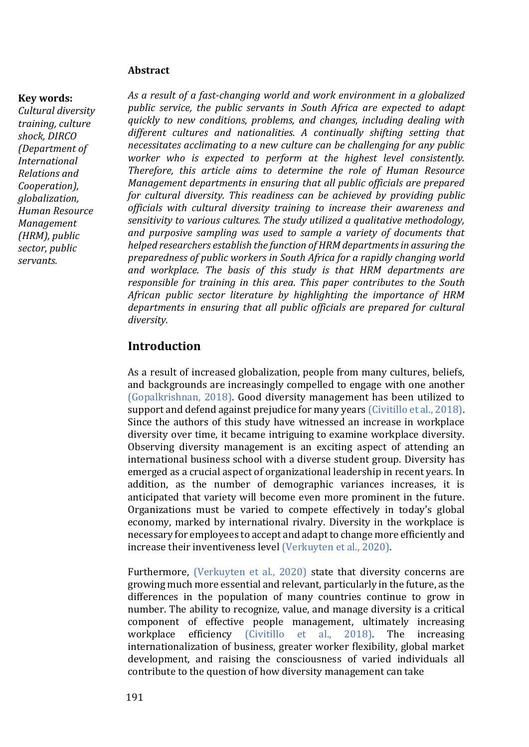**Key words:**
*Cultural diversity training, culture shock, DIRCO (Department of International Relations and Cooperation), globalization, Human Resource Management (HRM), public sector, public servants.*

## Abstract

*As a result of a fast-changing world and work environment in a globalized public service, the public servants in South Africa are expected to adapt quickly to new conditions, problems, and changes, including dealing with different cultures and nationalities. A continually shifting setting that necessitates acclimating to a new culture can be challenging for any public worker who is expected to perform at the highest level consistently. Therefore, this article aims to determine the role of Human Resource Management departments in ensuring that all public officials are prepared for cultural diversity. This readiness can be achieved by providing public officials with cultural diversity training to increase their awareness and sensitivity to various cultures. The study utilized a qualitative methodology, and purposive sampling was used to sample a variety of documents that helped researchers establish the function of HRM departments in assuring the preparedness of public workers in South Africa for a rapidly changing world and workplace. The basis of this study is that HRM departments are responsible for training in this area. This paper contributes to the South African public sector literature by highlighting the importance of HRM departments in ensuring that all public officials are prepared for cultural diversity.*

## Introduction

As a result of increased globalization, people from many cultures, beliefs, and backgrounds are increasingly compelled to engage with one another (Gopalkrishnan, 2018). Good diversity management has been utilized to support and defend against prejudice for many years (Civitillo et al., 2018). Since the authors of this study have witnessed an increase in workplace diversity over time, it became intriguing to examine workplace diversity. Observing diversity management is an exciting aspect of attending an international business school with a diverse student group. Diversity has emerged as a crucial aspect of organizational leadership in recent years. In addition, as the number of demographic variances increases, it is anticipated that variety will become even more prominent in the future. Organizations must be varied to compete effectively in today's global economy, marked by international rivalry. Diversity in the workplace is necessary for employees to accept and adapt to change more efficiently and increase their inventiveness level (Verkuyten et al., 2020).

Furthermore, (Verkuyten et al., 2020) state that diversity concerns are growing much more essential and relevant, particularly in the future, as the differences in the population of many countries continue to grow in number. The ability to recognize, value, and manage diversity is a critical component of effective people management, ultimately increasing workplace efficiency (Civitillo et al., 2018). The increasing internationalization of business, greater worker flexibility, global market development, and raising the consciousness of varied individuals all contribute to the question of how diversity management can take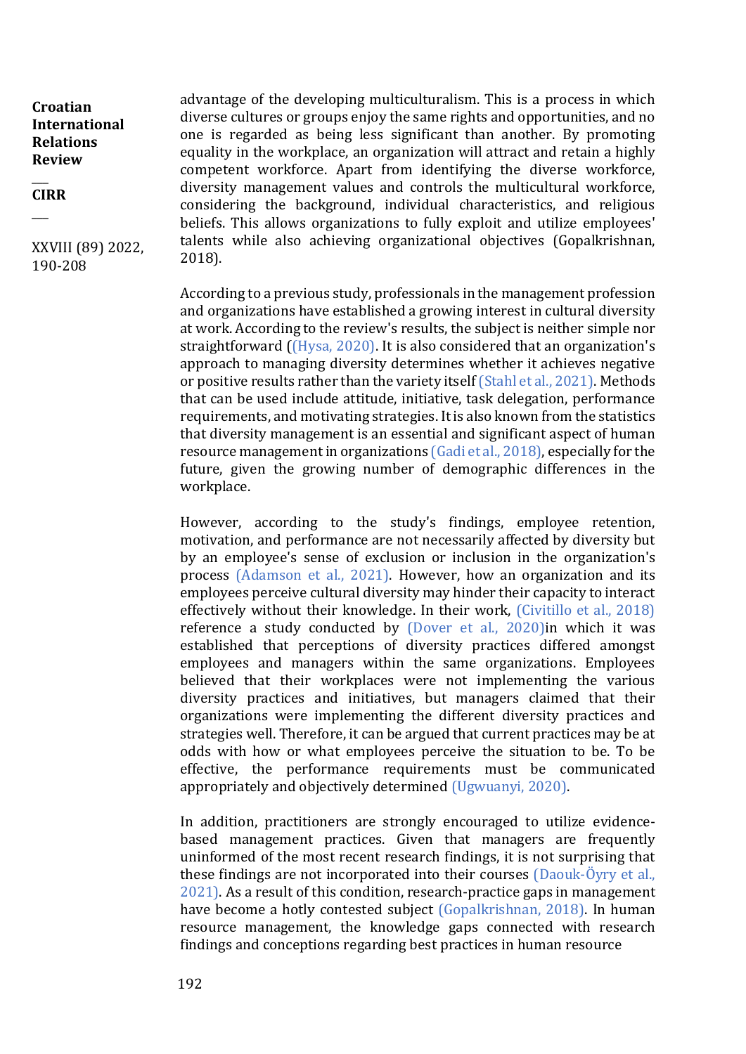advantage of the developing multiculturalism. This is a process in which diverse cultures or groups enjoy the same rights and opportunities, and no one is regarded as being less significant than another. By promoting equality in the workplace, an organization will attract and retain a highly competent workforce. Apart from identifying the diverse workforce, diversity management values and controls the multicultural workforce, considering the background, individual characteristics, and religious beliefs. This allows organizations to fully exploit and utilize employees' talents while also achieving organizational objectives (Gopalkrishnan, 2018).

According to a previous study, professionals in the management profession and organizations have established a growing interest in cultural diversity at work. According to the review's results, the subject is neither simple nor straightforward ((Hysa, 2020). It is also considered that an organization's approach to managing diversity determines whether it achieves negative or positive results rather than the variety itself (Stahl et al., 2021). Methods that can be used include attitude, initiative, task delegation, performance requirements, and motivating strategies. It is also known from the statistics that diversity management is an essential and significant aspect of human resource management in organizations (Gadi et al., 2018), especially for the future, given the growing number of demographic differences in the workplace.

However, according to the study's findings, employee retention, motivation, and performance are not necessarily affected by diversity but by an employee's sense of exclusion or inclusion in the organization's process (Adamson et al., 2021). However, how an organization and its employees perceive cultural diversity may hinder their capacity to interact effectively without their knowledge. In their work, (Civitillo et al., 2018) reference a study conducted by (Dover et al., 2020)in which it was established that perceptions of diversity practices differed amongst employees and managers within the same organizations. Employees believed that their workplaces were not implementing the various diversity practices and initiatives, but managers claimed that their organizations were implementing the different diversity practices and strategies well. Therefore, it can be argued that current practices may be at odds with how or what employees perceive the situation to be. To be effective, the performance requirements must be communicated appropriately and objectively determined (Ugwuanyi, 2020).

In addition, practitioners are strongly encouraged to utilize evidence-based management practices. Given that managers are frequently uninformed of the most recent research findings, it is not surprising that these findings are not incorporated into their courses (Daouk-Öyry et al., 2021). As a result of this condition, research-practice gaps in management have become a hotly contested subject (Gopalkrishnan, 2018). In human resource management, the knowledge gaps connected with research findings and conceptions regarding best practices in human resource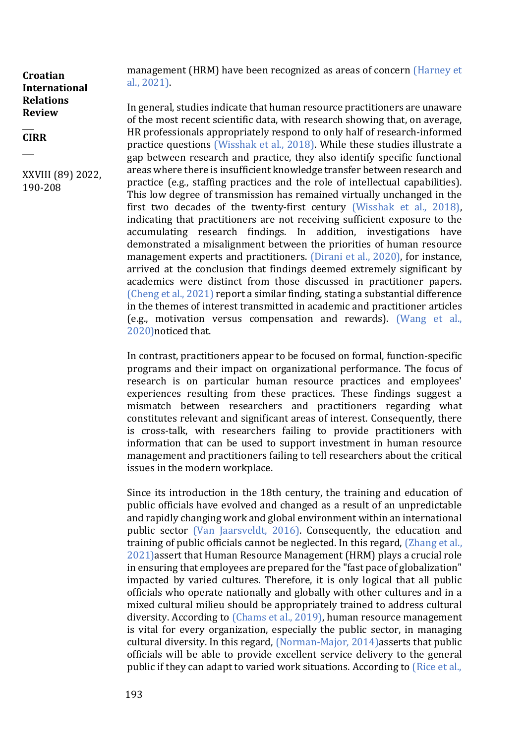management (HRM) have been recognized as areas of concern (Harney et al., 2021).

In general, studies indicate that human resource practitioners are unaware of the most recent scientific data, with research showing that, on average, HR professionals appropriately respond to only half of research-informed practice questions (Wisshak et al., 2018). While these studies illustrate a gap between research and practice, they also identify specific functional areas where there is insufficient knowledge transfer between research and practice (e.g., staffing practices and the role of intellectual capabilities). This low degree of transmission has remained virtually unchanged in the first two decades of the twenty-first century (Wisshak et al., 2018), indicating that practitioners are not receiving sufficient exposure to the accumulating research findings. In addition, investigations have demonstrated a misalignment between the priorities of human resource management experts and practitioners. (Dirani et al., 2020), for instance, arrived at the conclusion that findings deemed extremely significant by academics were distinct from those discussed in practitioner papers. (Cheng et al., 2021) report a similar finding, stating a substantial difference in the themes of interest transmitted in academic and practitioner articles (e.g., motivation versus compensation and rewards). (Wang et al., 2020)noticed that.

In contrast, practitioners appear to be focused on formal, function-specific programs and their impact on organizational performance. The focus of research is on particular human resource practices and employees' experiences resulting from these practices. These findings suggest a mismatch between researchers and practitioners regarding what constitutes relevant and significant areas of interest. Consequently, there is cross-talk, with researchers failing to provide practitioners with information that can be used to support investment in human resource management and practitioners failing to tell researchers about the critical issues in the modern workplace.

Since its introduction in the 18th century, the training and education of public officials have evolved and changed as a result of an unpredictable and rapidly changing work and global environment within an international public sector (Van Jaarsveldt, 2016). Consequently, the education and training of public officials cannot be neglected. In this regard, (Zhang et al., 2021)assert that Human Resource Management (HRM) plays a crucial role in ensuring that employees are prepared for the "fast pace of globalization" impacted by varied cultures. Therefore, it is only logical that all public officials who operate nationally and globally with other cultures and in a mixed cultural milieu should be appropriately trained to address cultural diversity. According to (Chams et al., 2019), human resource management is vital for every organization, especially the public sector, in managing cultural diversity. In this regard, (Norman-Major, 2014)asserts that public officials will be able to provide excellent service delivery to the general public if they can adapt to varied work situations. According to (Rice et al.,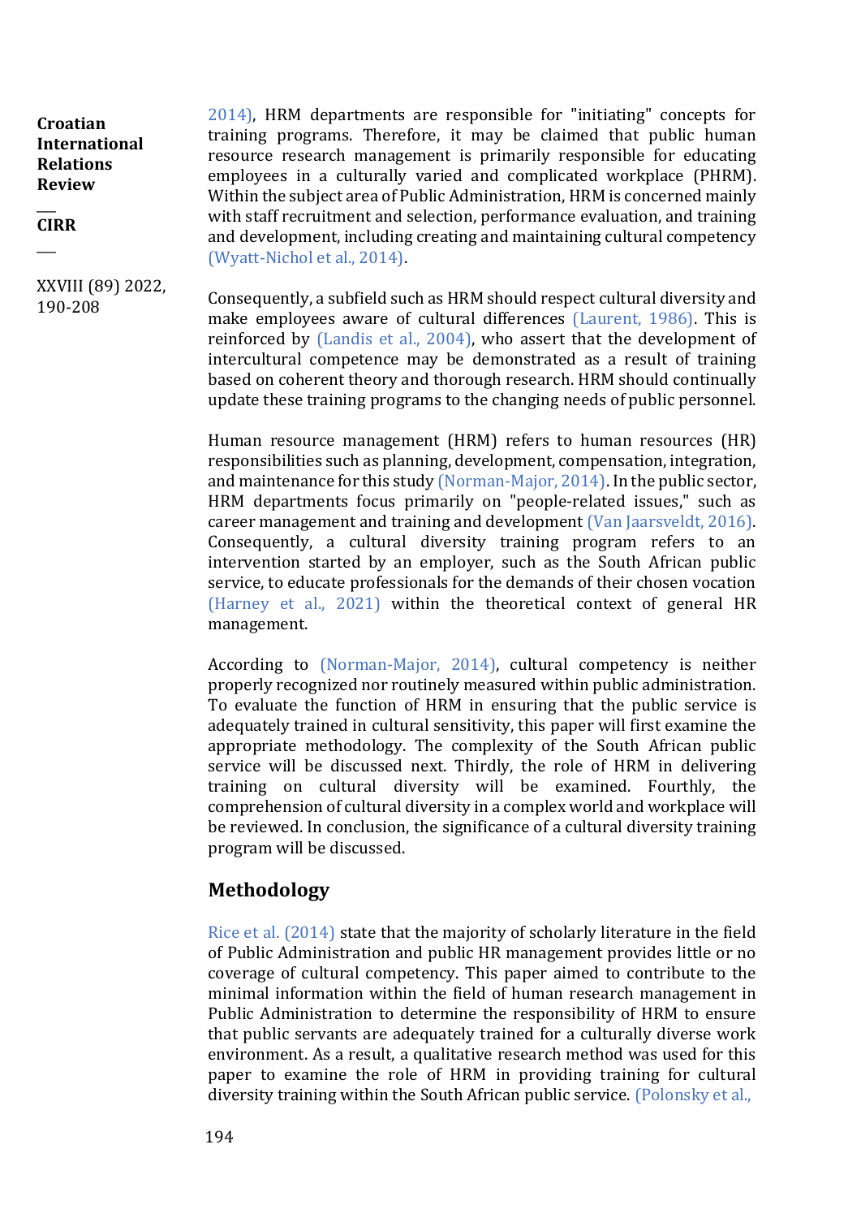2014), HRM departments are responsible for "initiating" concepts for training programs. Therefore, it may be claimed that public human resource research management is primarily responsible for educating employees in a culturally varied and complicated workplace (PHRM). Within the subject area of Public Administration, HRM is concerned mainly with staff recruitment and selection, performance evaluation, and training and development, including creating and maintaining cultural competency (Wyatt-Nichol et al., 2014).

Consequently, a subfield such as HRM should respect cultural diversity and make employees aware of cultural differences (Laurent, 1986). This is reinforced by (Landis et al., 2004), who assert that the development of intercultural competence may be demonstrated as a result of training based on coherent theory and thorough research. HRM should continually update these training programs to the changing needs of public personnel.

Human resource management (HRM) refers to human resources (HR) responsibilities such as planning, development, compensation, integration, and maintenance for this study (Norman-Major, 2014). In the public sector, HRM departments focus primarily on "people-related issues," such as career management and training and development (Van Jaarsveldt, 2016). Consequently, a cultural diversity training program refers to an intervention started by an employer, such as the South African public service, to educate professionals for the demands of their chosen vocation (Harney et al., 2021) within the theoretical context of general HR management.

According to (Norman-Major, 2014), cultural competency is neither properly recognized nor routinely measured within public administration. To evaluate the function of HRM in ensuring that the public service is adequately trained in cultural sensitivity, this paper will first examine the appropriate methodology. The complexity of the South African public service will be discussed next. Thirdly, the role of HRM in delivering training on cultural diversity will be examined. Fourthly, the comprehension of cultural diversity in a complex world and workplace will be reviewed. In conclusion, the significance of a cultural diversity training program will be discussed.

## Methodology

Rice et al. (2014) state that the majority of scholarly literature in the field of Public Administration and public HR management provides little or no coverage of cultural competency. This paper aimed to contribute to the minimal information within the field of human research management in Public Administration to determine the responsibility of HRM to ensure that public servants are adequately trained for a culturally diverse work environment. As a result, a qualitative research method was used for this paper to examine the role of HRM in providing training for cultural diversity training within the South African public service. (Polonsky et al.,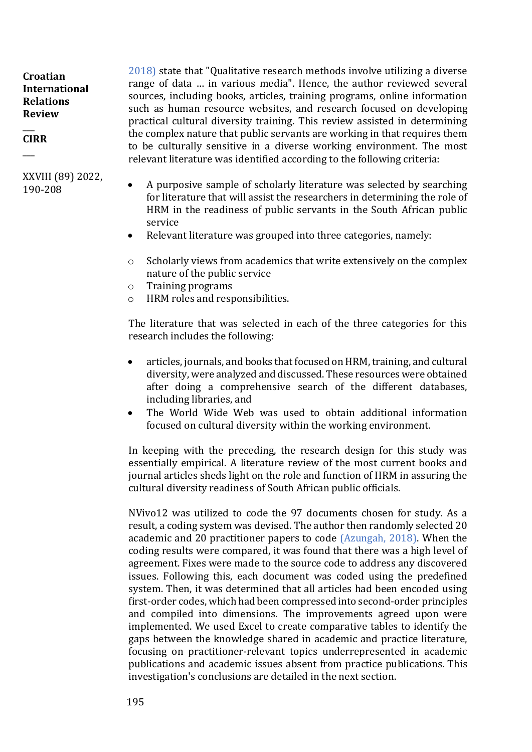2018) state that "Qualitative research methods involve utilizing a diverse range of data … in various media". Hence, the author reviewed several sources, including books, articles, training programs, online information such as human resource websites, and research focused on developing practical cultural diversity training. This review assisted in determining the complex nature that public servants are working in that requires them to be culturally sensitive in a diverse working environment. The most relevant literature was identified according to the following criteria:

- A purposive sample of scholarly literature was selected by searching for literature that will assist the researchers in determining the role of HRM in the readiness of public servants in the South African public service
- Relevant literature was grouped into three categories, namely:
    - Scholarly views from academics that write extensively on the complex nature of the public service
    - Training programs
    - HRM roles and responsibilities.

The literature that was selected in each of the three categories for this research includes the following:

- articles, journals, and books that focused on HRM, training, and cultural diversity, were analyzed and discussed. These resources were obtained after doing a comprehensive search of the different databases, including libraries, and
- The World Wide Web was used to obtain additional information focused on cultural diversity within the working environment.

In keeping with the preceding, the research design for this study was essentially empirical. A literature review of the most current books and journal articles sheds light on the role and function of HRM in assuring the cultural diversity readiness of South African public officials.

NVivo12 was utilized to code the 97 documents chosen for study. As a result, a coding system was devised. The author then randomly selected 20 academic and 20 practitioner papers to code (Azungah, 2018). When the coding results were compared, it was found that there was a high level of agreement. Fixes were made to the source code to address any discovered issues. Following this, each document was coded using the predefined system. Then, it was determined that all articles had been encoded using first-order codes, which had been compressed into second-order principles and compiled into dimensions. The improvements agreed upon were implemented. We used Excel to create comparative tables to identify the gaps between the knowledge shared in academic and practice literature, focusing on practitioner-relevant topics underrepresented in academic publications and academic issues absent from practice publications. This investigation's conclusions are detailed in the next section.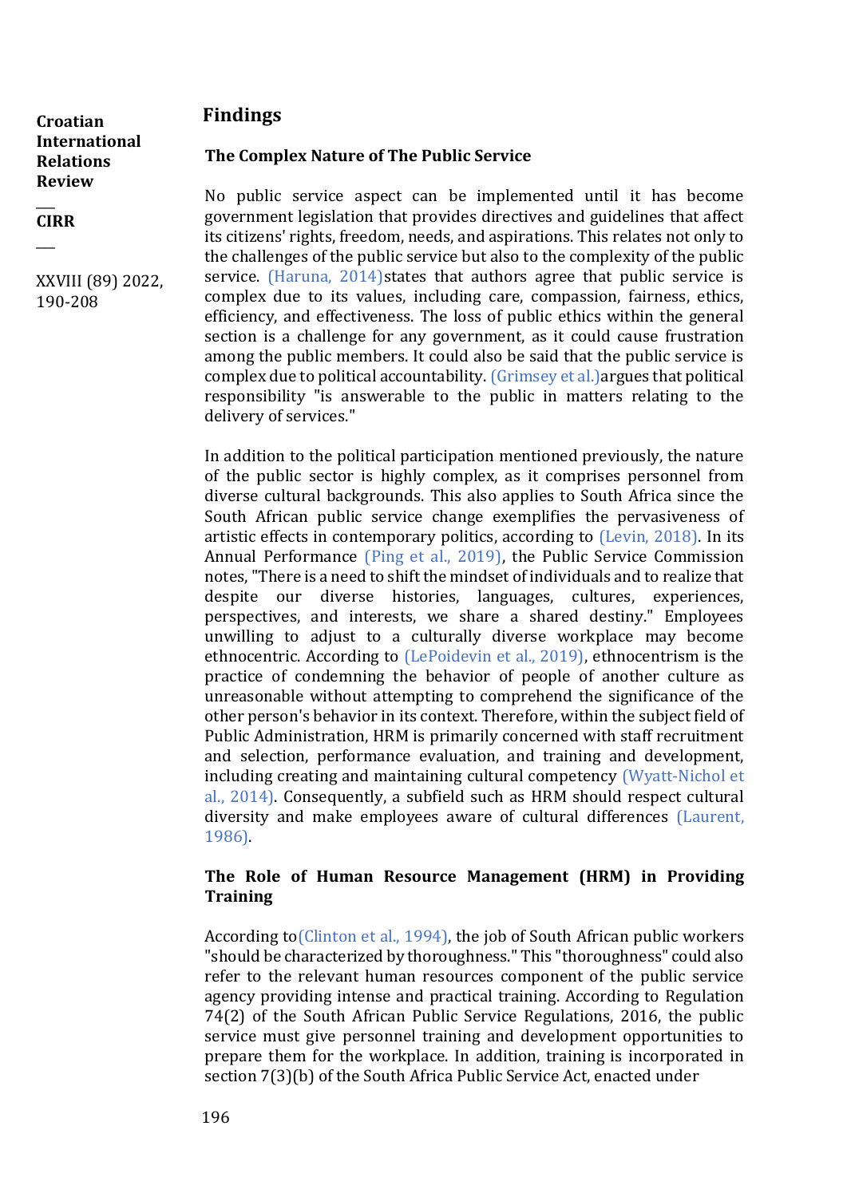## Findings

### The Complex Nature of The Public Service

No public service aspect can be implemented until it has become government legislation that provides directives and guidelines that affect its citizens' rights, freedom, needs, and aspirations. This relates not only to the challenges of the public service but also to the complexity of the public service. (Haruna, 2014)states that authors agree that public service is complex due to its values, including care, compassion, fairness, ethics, efficiency, and effectiveness. The loss of public ethics within the general section is a challenge for any government, as it could cause frustration among the public members. It could also be said that the public service is complex due to political accountability. (Grimsey et al.)argues that political responsibility "is answerable to the public in matters relating to the delivery of services."

In addition to the political participation mentioned previously, the nature of the public sector is highly complex, as it comprises personnel from diverse cultural backgrounds. This also applies to South Africa since the South African public service change exemplifies the pervasiveness of artistic effects in contemporary politics, according to (Levin, 2018). In its Annual Performance (Ping et al., 2019), the Public Service Commission notes, "There is a need to shift the mindset of individuals and to realize that despite our diverse histories, languages, cultures, experiences, perspectives, and interests, we share a shared destiny." Employees unwilling to adjust to a culturally diverse workplace may become ethnocentric. According to (LePoidevin et al., 2019), ethnocentrism is the practice of condemning the behavior of people of another culture as unreasonable without attempting to comprehend the significance of the other person's behavior in its context. Therefore, within the subject field of Public Administration, HRM is primarily concerned with staff recruitment and selection, performance evaluation, and training and development, including creating and maintaining cultural competency (Wyatt-Nichol et al., 2014). Consequently, a subfield such as HRM should respect cultural diversity and make employees aware of cultural differences (Laurent, 1986).

### The Role of Human Resource Management (HRM) in Providing Training

According to(Clinton et al., 1994), the job of South African public workers "should be characterized by thoroughness." This "thoroughness" could also refer to the relevant human resources component of the public service agency providing intense and practical training. According to Regulation 74(2) of the South African Public Service Regulations, 2016, the public service must give personnel training and development opportunities to prepare them for the workplace. In addition, training is incorporated in section 7(3)(b) of the South Africa Public Service Act, enacted under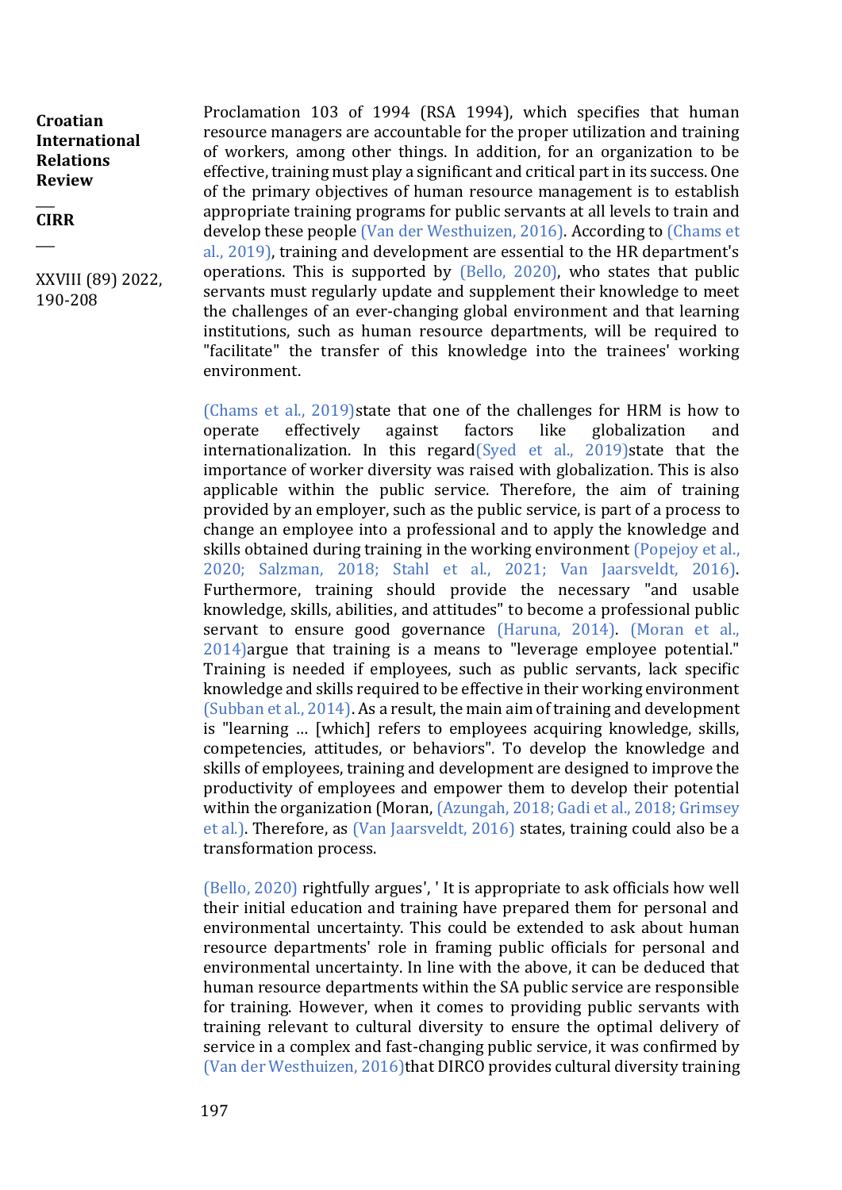Proclamation 103 of 1994 (RSA 1994), which specifies that human resource managers are accountable for the proper utilization and training of workers, among other things. In addition, for an organization to be effective, training must play a significant and critical part in its success. One of the primary objectives of human resource management is to establish appropriate training programs for public servants at all levels to train and develop these people (Van der Westhuizen, 2016). According to (Chams et al., 2019), training and development are essential to the HR department's operations. This is supported by (Bello, 2020), who states that public servants must regularly update and supplement their knowledge to meet the challenges of an ever-changing global environment and that learning institutions, such as human resource departments, will be required to "facilitate" the transfer of this knowledge into the trainees' working environment.

(Chams et al., 2019)state that one of the challenges for HRM is how to operate effectively against factors like globalization and internationalization. In this regard(Syed et al., 2019)state that the importance of worker diversity was raised with globalization. This is also applicable within the public service. Therefore, the aim of training provided by an employer, such as the public service, is part of a process to change an employee into a professional and to apply the knowledge and skills obtained during training in the working environment (Popejoy et al., 2020; Salzman, 2018; Stahl et al., 2021; Van Jaarsveldt, 2016). Furthermore, training should provide the necessary "and usable knowledge, skills, abilities, and attitudes" to become a professional public servant to ensure good governance (Haruna, 2014). (Moran et al., 2014)argue that training is a means to "leverage employee potential." Training is needed if employees, such as public servants, lack specific knowledge and skills required to be effective in their working environment (Subban et al., 2014). As a result, the main aim of training and development is "learning … [which] refers to employees acquiring knowledge, skills, competencies, attitudes, or behaviors". To develop the knowledge and skills of employees, training and development are designed to improve the productivity of employees and empower them to develop their potential within the organization (Moran, (Azungah, 2018; Gadi et al., 2018; Grimsey et al.). Therefore, as (Van Jaarsveldt, 2016) states, training could also be a transformation process.

(Bello, 2020) rightfully argues', ' It is appropriate to ask officials how well their initial education and training have prepared them for personal and environmental uncertainty. This could be extended to ask about human resource departments' role in framing public officials for personal and environmental uncertainty. In line with the above, it can be deduced that human resource departments within the SA public service are responsible for training. However, when it comes to providing public servants with training relevant to cultural diversity to ensure the optimal delivery of service in a complex and fast-changing public service, it was confirmed by (Van der Westhuizen, 2016)that DIRCO provides cultural diversity training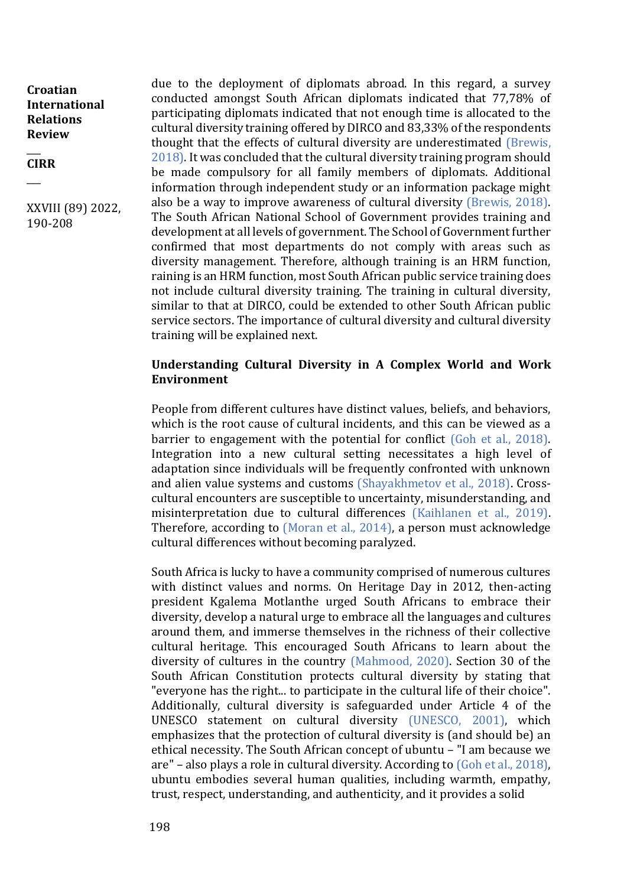due to the deployment of diplomats abroad. In this regard, a survey conducted amongst South African diplomats indicated that 77,78% of participating diplomats indicated that not enough time is allocated to the cultural diversity training offered by DIRCO and 83,33% of the respondents thought that the effects of cultural diversity are underestimated (Brewis, 2018). It was concluded that the cultural diversity training program should be made compulsory for all family members of diplomats. Additional information through independent study or an information package might also be a way to improve awareness of cultural diversity (Brewis, 2018). The South African National School of Government provides training and development at all levels of government. The School of Government further confirmed that most departments do not comply with areas such as diversity management. Therefore, although training is an HRM function, raining is an HRM function, most South African public service training does not include cultural diversity training. The training in cultural diversity, similar to that at DIRCO, could be extended to other South African public service sectors. The importance of cultural diversity and cultural diversity training will be explained next.

## Understanding Cultural Diversity in A Complex World and Work Environment

People from different cultures have distinct values, beliefs, and behaviors, which is the root cause of cultural incidents, and this can be viewed as a barrier to engagement with the potential for conflict (Goh et al., 2018). Integration into a new cultural setting necessitates a high level of adaptation since individuals will be frequently confronted with unknown and alien value systems and customs (Shayakhmetov et al., 2018). Cross-cultural encounters are susceptible to uncertainty, misunderstanding, and misinterpretation due to cultural differences (Kaihlanen et al., 2019). Therefore, according to (Moran et al., 2014), a person must acknowledge cultural differences without becoming paralyzed.

South Africa is lucky to have a community comprised of numerous cultures with distinct values and norms. On Heritage Day in 2012, then-acting president Kgalema Motlanthe urged South Africans to embrace their diversity, develop a natural urge to embrace all the languages and cultures around them, and immerse themselves in the richness of their collective cultural heritage. This encouraged South Africans to learn about the diversity of cultures in the country (Mahmood, 2020). Section 30 of the South African Constitution protects cultural diversity by stating that "everyone has the right... to participate in the cultural life of their choice". Additionally, cultural diversity is safeguarded under Article 4 of the UNESCO statement on cultural diversity (UNESCO, 2001), which emphasizes that the protection of cultural diversity is (and should be) an ethical necessity. The South African concept of ubuntu – "I am because we are" – also plays a role in cultural diversity. According to (Goh et al., 2018), ubuntu embodies several human qualities, including warmth, empathy, trust, respect, understanding, and authenticity, and it provides a solid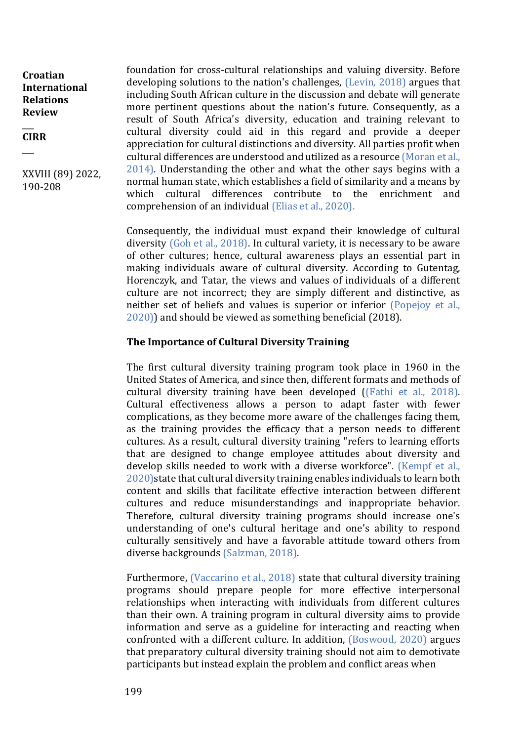foundation for cross-cultural relationships and valuing diversity. Before developing solutions to the nation's challenges, (Levin, 2018) argues that including South African culture in the discussion and debate will generate more pertinent questions about the nation's future. Consequently, as a result of South Africa's diversity, education and training relevant to cultural diversity could aid in this regard and provide a deeper appreciation for cultural distinctions and diversity. All parties profit when cultural differences are understood and utilized as a resource (Moran et al., 2014). Understanding the other and what the other says begins with a normal human state, which establishes a field of similarity and a means by which cultural differences contribute to the enrichment and comprehension of an individual (Elias et al., 2020).

Consequently, the individual must expand their knowledge of cultural diversity (Goh et al., 2018). In cultural variety, it is necessary to be aware of other cultures; hence, cultural awareness plays an essential part in making individuals aware of cultural diversity. According to Gutentag, Horenczyk, and Tatar, the views and values of individuals of a different culture are not incorrect; they are simply different and distinctive, as neither set of beliefs and values is superior or inferior (Popejoy et al., 2020)) and should be viewed as something beneficial (2018).

### The Importance of Cultural Diversity Training

The first cultural diversity training program took place in 1960 in the United States of America, and since then, different formats and methods of cultural diversity training have been developed ((Fathi et al., 2018). Cultural effectiveness allows a person to adapt faster with fewer complications, as they become more aware of the challenges facing them, as the training provides the efficacy that a person needs to different cultures. As a result, cultural diversity training "refers to learning efforts that are designed to change employee attitudes about diversity and develop skills needed to work with a diverse workforce". (Kempf et al., 2020)state that cultural diversity training enables individuals to learn both content and skills that facilitate effective interaction between different cultures and reduce misunderstandings and inappropriate behavior. Therefore, cultural diversity training programs should increase one's understanding of one's cultural heritage and one's ability to respond culturally sensitively and have a favorable attitude toward others from diverse backgrounds (Salzman, 2018).

Furthermore, (Vaccarino et al., 2018) state that cultural diversity training programs should prepare people for more effective interpersonal relationships when interacting with individuals from different cultures than their own. A training program in cultural diversity aims to provide information and serve as a guideline for interacting and reacting when confronted with a different culture. In addition, (Boswood, 2020) argues that preparatory cultural diversity training should not aim to demotivate participants but instead explain the problem and conflict areas when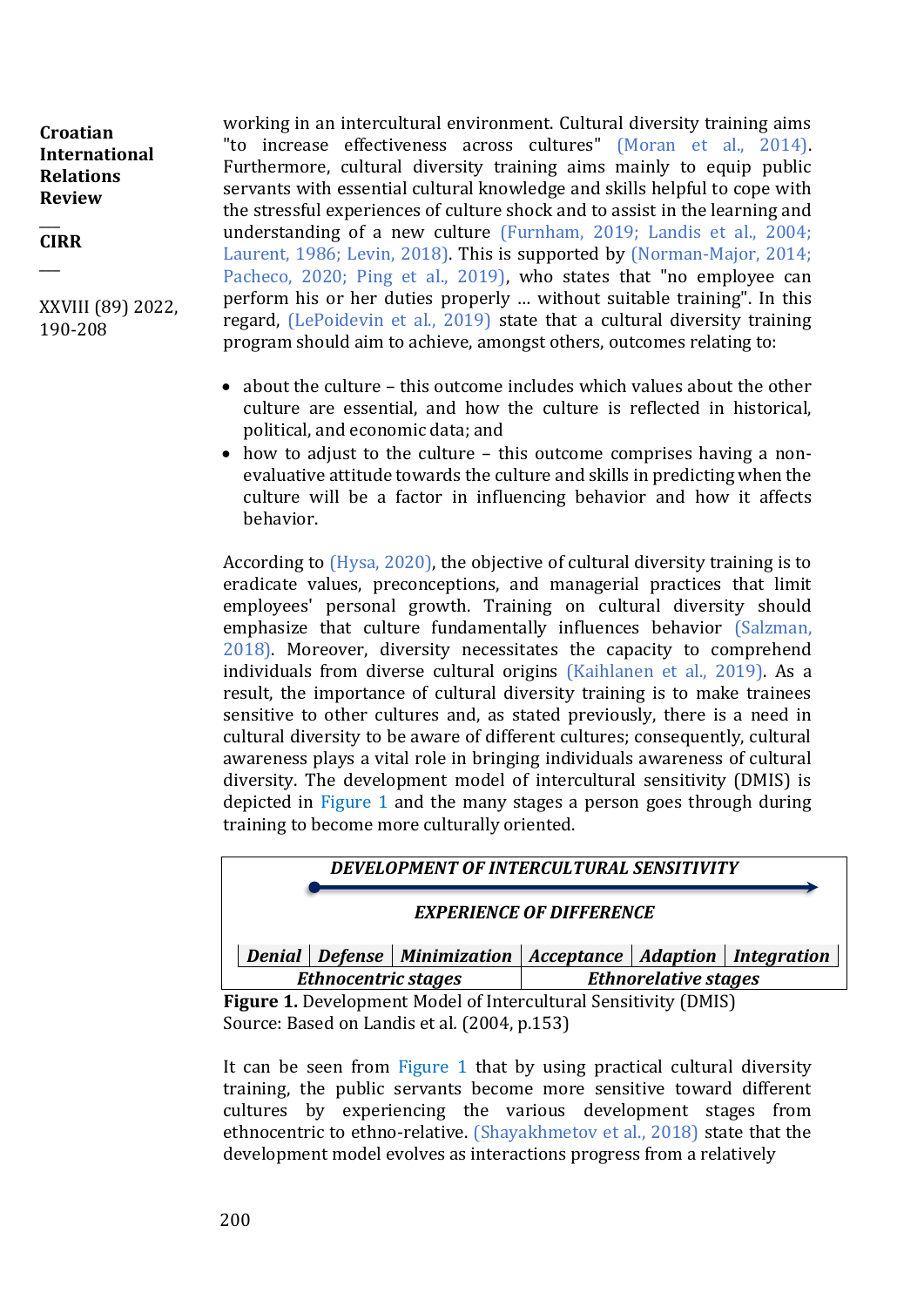working in an intercultural environment. Cultural diversity training aims "to increase effectiveness across cultures" (Moran et al., 2014). Furthermore, cultural diversity training aims mainly to equip public servants with essential cultural knowledge and skills helpful to cope with the stressful experiences of culture shock and to assist in the learning and understanding of a new culture (Furnham, 2019; Landis et al., 2004; Laurent, 1986; Levin, 2018). This is supported by (Norman-Major, 2014; Pacheco, 2020; Ping et al., 2019), who states that "no employee can perform his or her duties properly ... without suitable training". In this regard, (LePoidevin et al., 2019) state that a cultural diversity training program should aim to achieve, amongst others, outcomes relating to:

- about the culture – this outcome includes which values about the other culture are essential, and how the culture is reflected in historical, political, and economic data; and
- how to adjust to the culture – this outcome comprises having a non-evaluative attitude towards the culture and skills in predicting when the culture will be a factor in influencing behavior and how it affects behavior.

According to (Hysa, 2020), the objective of cultural diversity training is to eradicate values, preconceptions, and managerial practices that limit employees' personal growth. Training on cultural diversity should emphasize that culture fundamentally influences behavior (Salzman, 2018). Moreover, diversity necessitates the capacity to comprehend individuals from diverse cultural origins (Kaihlanen et al., 2019). As a result, the importance of cultural diversity training is to make trainees sensitive to other cultures and, as stated previously, there is a need in cultural diversity to be aware of different cultures; consequently, cultural awareness plays a vital role in bringing individuals awareness of cultural diversity. The development model of intercultural sensitivity (DMIS) is depicted in Figure 1 and the many stages a person goes through during training to become more culturally oriented.

| ***DEVELOPMENT OF INTERCULTURAL SENSITIVITY*** | | | | | |
|---|---|---|---|---|---|
| ***EXPERIENCE OF DIFFERENCE*** | | | | | |
| ***Denial*** | ***Defense*** | ***Minimization*** | ***Acceptance*** | ***Adaption*** | ***Integration*** |
| ***Ethnocentric stages*** | | | ***Ethnorelative stages*** | | |

**Figure 1.** Development Model of Intercultural Sensitivity (DMIS)
Source: Based on Landis et al. (2004, p.153)

It can be seen from Figure 1 that by using practical cultural diversity training, the public servants become more sensitive toward different cultures by experiencing the various development stages from ethnocentric to ethno-relative. (Shayakhmetov et al., 2018) state that the development model evolves as interactions progress from a relatively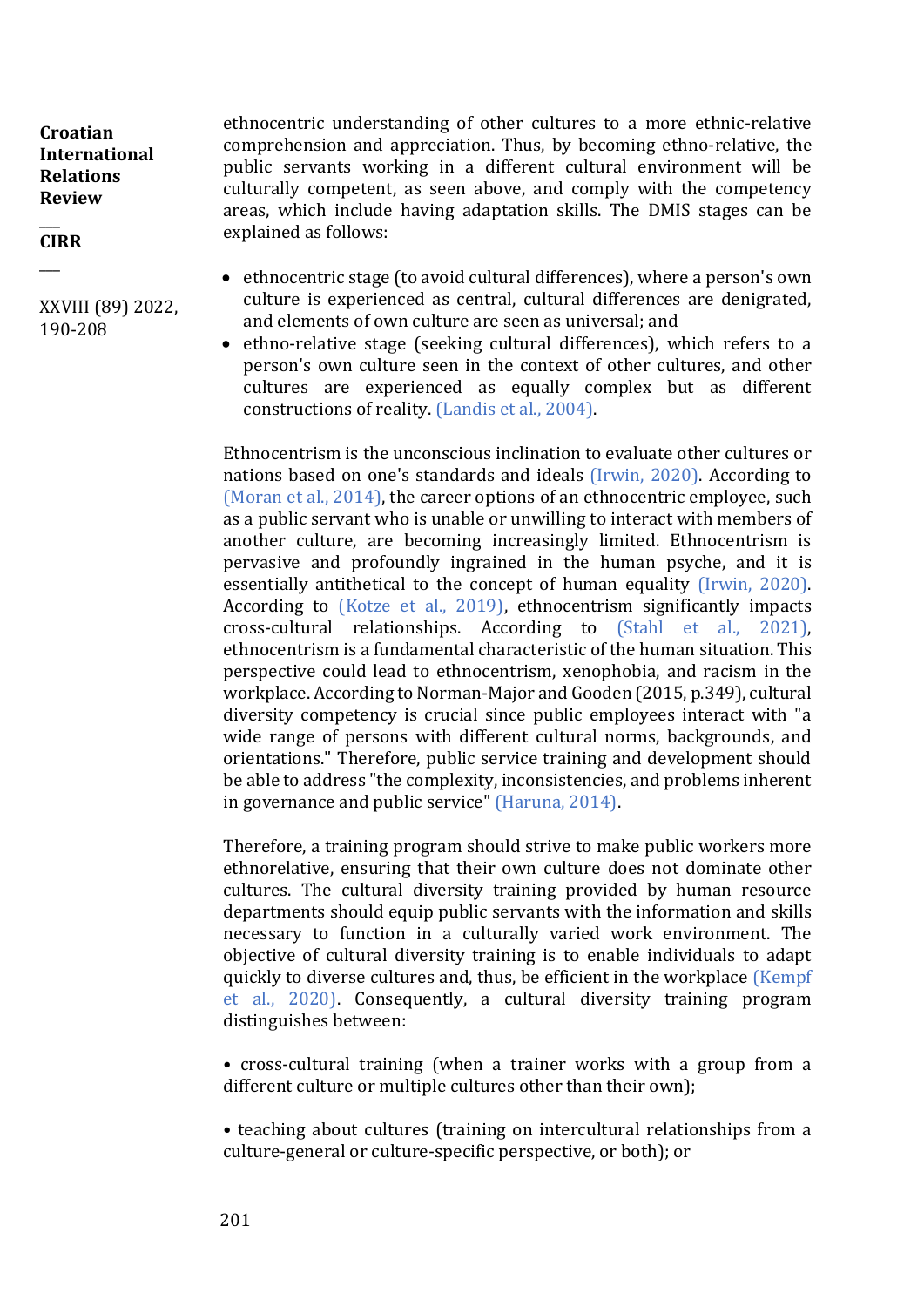ethnocentric understanding of other cultures to a more ethnic-relative comprehension and appreciation. Thus, by becoming ethno-relative, the public servants working in a different cultural environment will be culturally competent, as seen above, and comply with the competency areas, which include having adaptation skills. The DMIS stages can be explained as follows:

- ethnocentric stage (to avoid cultural differences), where a person's own culture is experienced as central, cultural differences are denigrated, and elements of own culture are seen as universal; and
- ethno-relative stage (seeking cultural differences), which refers to a person's own culture seen in the context of other cultures, and other cultures are experienced as equally complex but as different constructions of reality. (Landis et al., 2004).

Ethnocentrism is the unconscious inclination to evaluate other cultures or nations based on one's standards and ideals (Irwin, 2020). According to (Moran et al., 2014), the career options of an ethnocentric employee, such as a public servant who is unable or unwilling to interact with members of another culture, are becoming increasingly limited. Ethnocentrism is pervasive and profoundly ingrained in the human psyche, and it is essentially antithetical to the concept of human equality (Irwin, 2020). According to (Kotze et al., 2019), ethnocentrism significantly impacts cross-cultural relationships. According to (Stahl et al., 2021), ethnocentrism is a fundamental characteristic of the human situation. This perspective could lead to ethnocentrism, xenophobia, and racism in the workplace. According to Norman-Major and Gooden (2015, p.349), cultural diversity competency is crucial since public employees interact with "a wide range of persons with different cultural norms, backgrounds, and orientations." Therefore, public service training and development should be able to address "the complexity, inconsistencies, and problems inherent in governance and public service" (Haruna, 2014).

Therefore, a training program should strive to make public workers more ethnorelative, ensuring that their own culture does not dominate other cultures. The cultural diversity training provided by human resource departments should equip public servants with the information and skills necessary to function in a culturally varied work environment. The objective of cultural diversity training is to enable individuals to adapt quickly to diverse cultures and, thus, be efficient in the workplace (Kempf et al., 2020). Consequently, a cultural diversity training program distinguishes between:

- cross-cultural training (when a trainer works with a group from a different culture or multiple cultures other than their own);

- teaching about cultures (training on intercultural relationships from a culture-general or culture-specific perspective, or both); or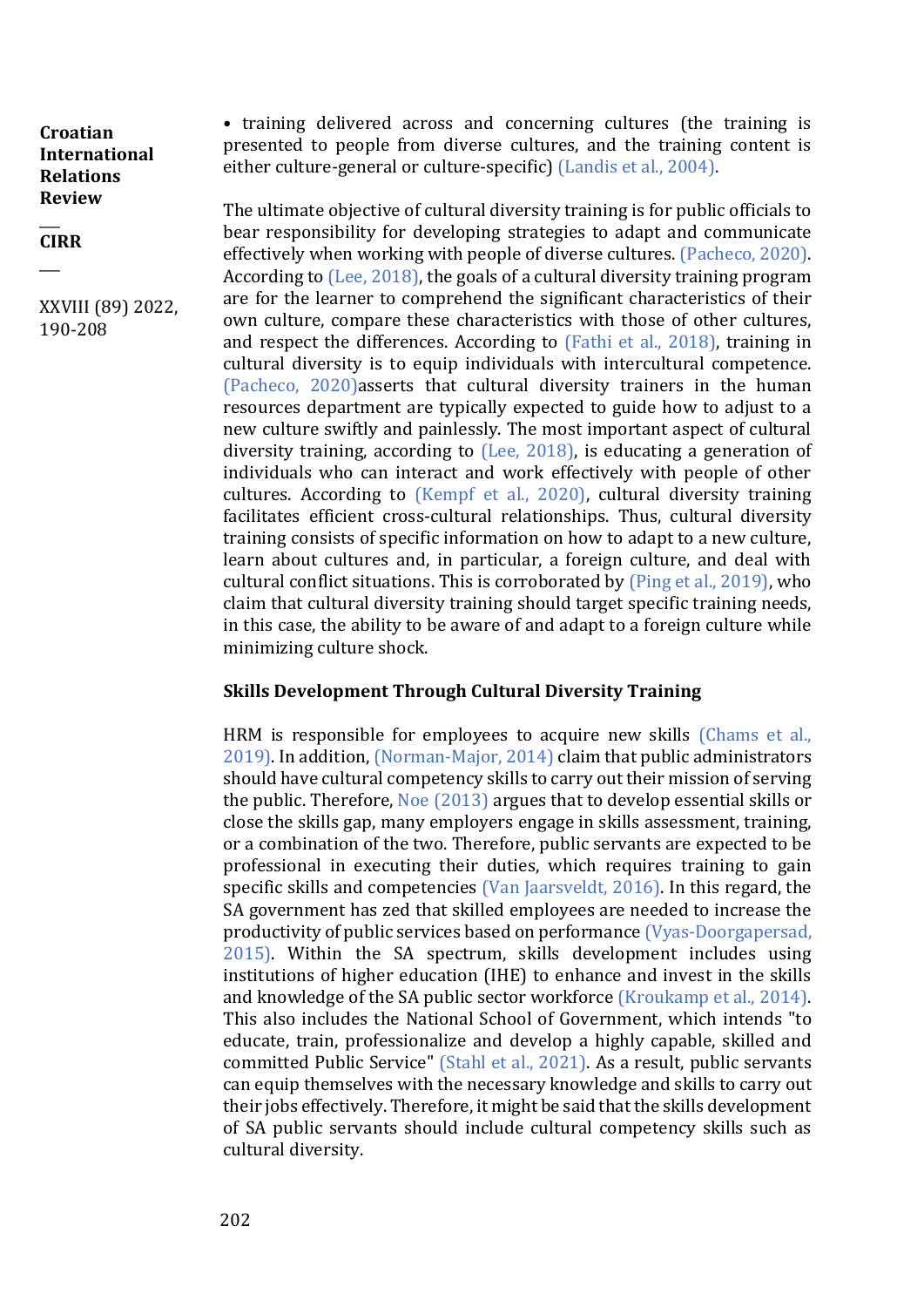- training delivered across and concerning cultures (the training is presented to people from diverse cultures, and the training content is either culture-general or culture-specific) (Landis et al., 2004).

The ultimate objective of cultural diversity training is for public officials to bear responsibility for developing strategies to adapt and communicate effectively when working with people of diverse cultures. (Pacheco, 2020). According to (Lee, 2018), the goals of a cultural diversity training program are for the learner to comprehend the significant characteristics of their own culture, compare these characteristics with those of other cultures, and respect the differences. According to (Fathi et al., 2018), training in cultural diversity is to equip individuals with intercultural competence. (Pacheco, 2020)asserts that cultural diversity trainers in the human resources department are typically expected to guide how to adjust to a new culture swiftly and painlessly. The most important aspect of cultural diversity training, according to (Lee, 2018), is educating a generation of individuals who can interact and work effectively with people of other cultures. According to (Kempf et al., 2020), cultural diversity training facilitates efficient cross-cultural relationships. Thus, cultural diversity training consists of specific information on how to adapt to a new culture, learn about cultures and, in particular, a foreign culture, and deal with cultural conflict situations. This is corroborated by (Ping et al., 2019), who claim that cultural diversity training should target specific training needs, in this case, the ability to be aware of and adapt to a foreign culture while minimizing culture shock.

### Skills Development Through Cultural Diversity Training

HRM is responsible for employees to acquire new skills (Chams et al., 2019). In addition, (Norman-Major, 2014) claim that public administrators should have cultural competency skills to carry out their mission of serving the public. Therefore, Noe (2013) argues that to develop essential skills or close the skills gap, many employers engage in skills assessment, training, or a combination of the two. Therefore, public servants are expected to be professional in executing their duties, which requires training to gain specific skills and competencies (Van Jaarsveldt, 2016). In this regard, the SA government has zed that skilled employees are needed to increase the productivity of public services based on performance (Vyas-Doorgapersad, 2015). Within the SA spectrum, skills development includes using institutions of higher education (IHE) to enhance and invest in the skills and knowledge of the SA public sector workforce (Kroukamp et al., 2014). This also includes the National School of Government, which intends "to educate, train, professionalize and develop a highly capable, skilled and committed Public Service" (Stahl et al., 2021). As a result, public servants can equip themselves with the necessary knowledge and skills to carry out their jobs effectively. Therefore, it might be said that the skills development of SA public servants should include cultural competency skills such as cultural diversity.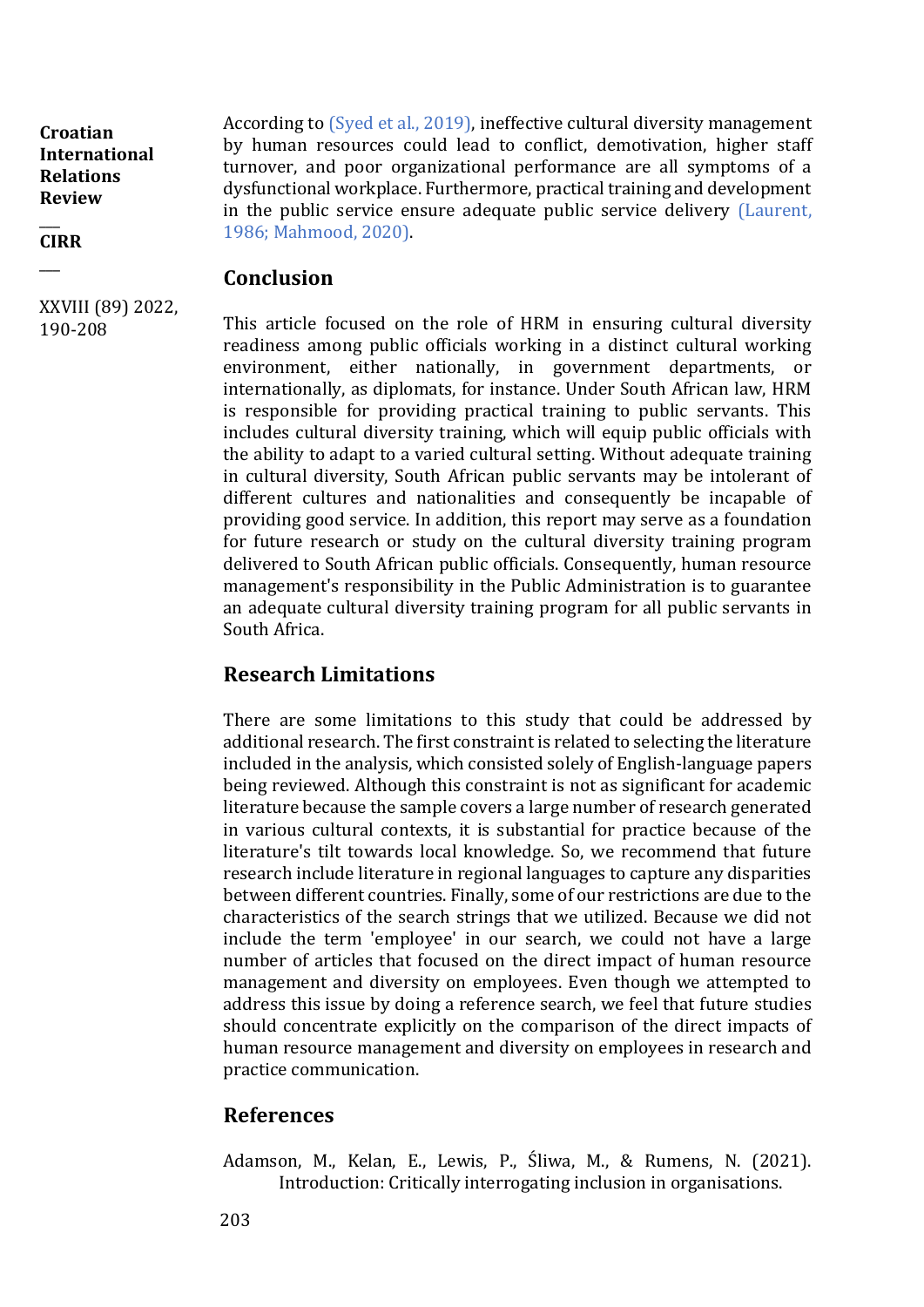According to (Syed et al., 2019), ineffective cultural diversity management by human resources could lead to conflict, demotivation, higher staff turnover, and poor organizational performance are all symptoms of a dysfunctional workplace. Furthermore, practical training and development in the public service ensure adequate public service delivery (Laurent, 1986; Mahmood, 2020).

## Conclusion

This article focused on the role of HRM in ensuring cultural diversity readiness among public officials working in a distinct cultural working environment, either nationally, in government departments, or internationally, as diplomats, for instance. Under South African law, HRM is responsible for providing practical training to public servants. This includes cultural diversity training, which will equip public officials with the ability to adapt to a varied cultural setting. Without adequate training in cultural diversity, South African public servants may be intolerant of different cultures and nationalities and consequently be incapable of providing good service. In addition, this report may serve as a foundation for future research or study on the cultural diversity training program delivered to South African public officials. Consequently, human resource management's responsibility in the Public Administration is to guarantee an adequate cultural diversity training program for all public servants in South Africa.

## Research Limitations

There are some limitations to this study that could be addressed by additional research. The first constraint is related to selecting the literature included in the analysis, which consisted solely of English-language papers being reviewed. Although this constraint is not as significant for academic literature because the sample covers a large number of research generated in various cultural contexts, it is substantial for practice because of the literature's tilt towards local knowledge. So, we recommend that future research include literature in regional languages to capture any disparities between different countries. Finally, some of our restrictions are due to the characteristics of the search strings that we utilized. Because we did not include the term 'employee' in our search, we could not have a large number of articles that focused on the direct impact of human resource management and diversity on employees. Even though we attempted to address this issue by doing a reference search, we feel that future studies should concentrate explicitly on the comparison of the direct impacts of human resource management and diversity on employees in research and practice communication.

## References

Adamson, M., Kelan, E., Lewis, P., Śliwa, M., & Rumens, N. (2021). Introduction: Critically interrogating inclusion in organisations.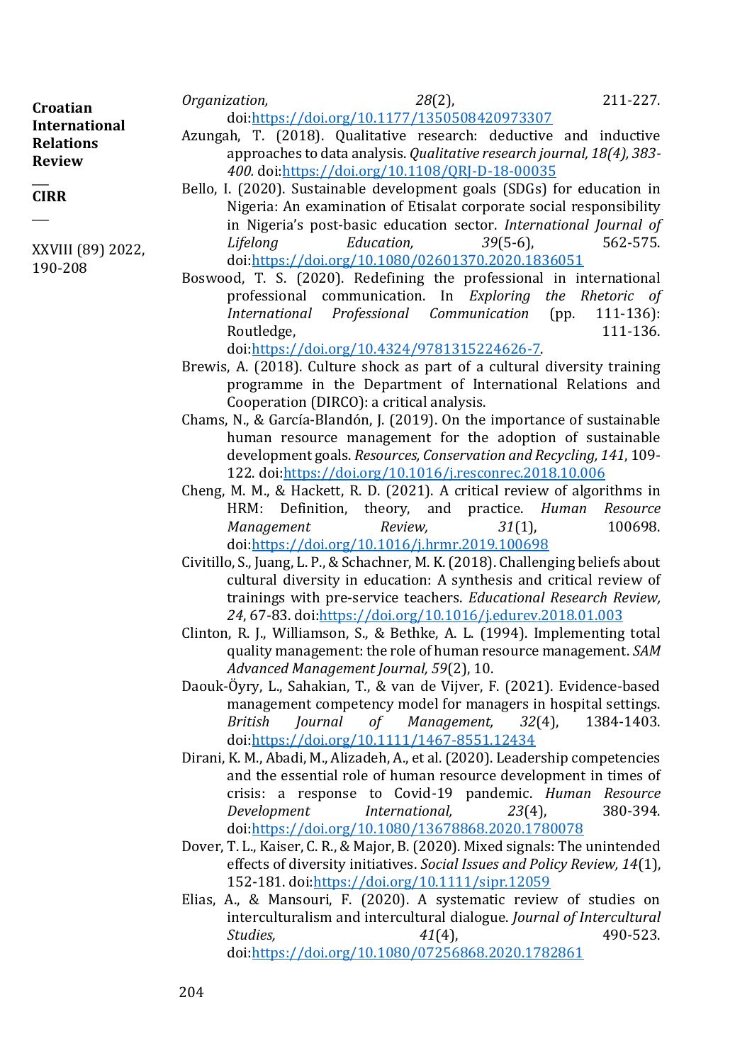*Organization, 28*(2), 211-227. doi:https://doi.org/10.1177/1350508420973307

Azungah, T. (2018). Qualitative research: deductive and inductive approaches to data analysis. *Qualitative research journal, 18(4), 383-400.* doi:https://doi.org/10.1108/QRJ-D-18-00035

Bello, I. (2020). Sustainable development goals (SDGs) for education in Nigeria: An examination of Etisalat corporate social responsibility in Nigeria's post-basic education sector. *International Journal of Lifelong Education, 39*(5-6), 562-575. doi:https://doi.org/10.1080/02601370.2020.1836051

Boswood, T. S. (2020). Redefining the professional in international professional communication. In *Exploring the Rhetoric of International Professional Communication* (pp. 111-136): Routledge, 111-136. doi:https://doi.org/10.4324/9781315224626-7.

Brewis, A. (2018). Culture shock as part of a cultural diversity training programme in the Department of International Relations and Cooperation (DIRCO): a critical analysis.

Chams, N., & García-Blandón, J. (2019). On the importance of sustainable human resource management for the adoption of sustainable development goals. *Resources, Conservation and Recycling, 141*, 109-122. doi:https://doi.org/10.1016/j.resconrec.2018.10.006

Cheng, M. M., & Hackett, R. D. (2021). A critical review of algorithms in HRM: Definition, theory, and practice. *Human Resource Management Review, 31*(1), 100698. doi:https://doi.org/10.1016/j.hrmr.2019.100698

Civitillo, S., Juang, L. P., & Schachner, M. K. (2018). Challenging beliefs about cultural diversity in education: A synthesis and critical review of trainings with pre-service teachers. *Educational Research Review, 24*, 67-83. doi:https://doi.org/10.1016/j.edurev.2018.01.003

Clinton, R. J., Williamson, S., & Bethke, A. L. (1994). Implementing total quality management: the role of human resource management. *SAM Advanced Management Journal, 59*(2), 10.

Daouk-Öyry, L., Sahakian, T., & van de Vijver, F. (2021). Evidence-based management competency model for managers in hospital settings. *British Journal of Management, 32*(4), 1384-1403. doi:https://doi.org/10.1111/1467-8551.12434

Dirani, K. M., Abadi, M., Alizadeh, A., et al. (2020). Leadership competencies and the essential role of human resource development in times of crisis: a response to Covid-19 pandemic. *Human Resource Development International, 23*(4), 380-394. doi:https://doi.org/10.1080/13678868.2020.1780078

Dover, T. L., Kaiser, C. R., & Major, B. (2020). Mixed signals: The unintended effects of diversity initiatives. *Social Issues and Policy Review, 14*(1), 152-181. doi:https://doi.org/10.1111/sipr.12059

Elias, A., & Mansouri, F. (2020). A systematic review of studies on interculturalism and intercultural dialogue. *Journal of Intercultural Studies, 41*(4), 490-523. doi:https://doi.org/10.1080/07256868.2020.1782861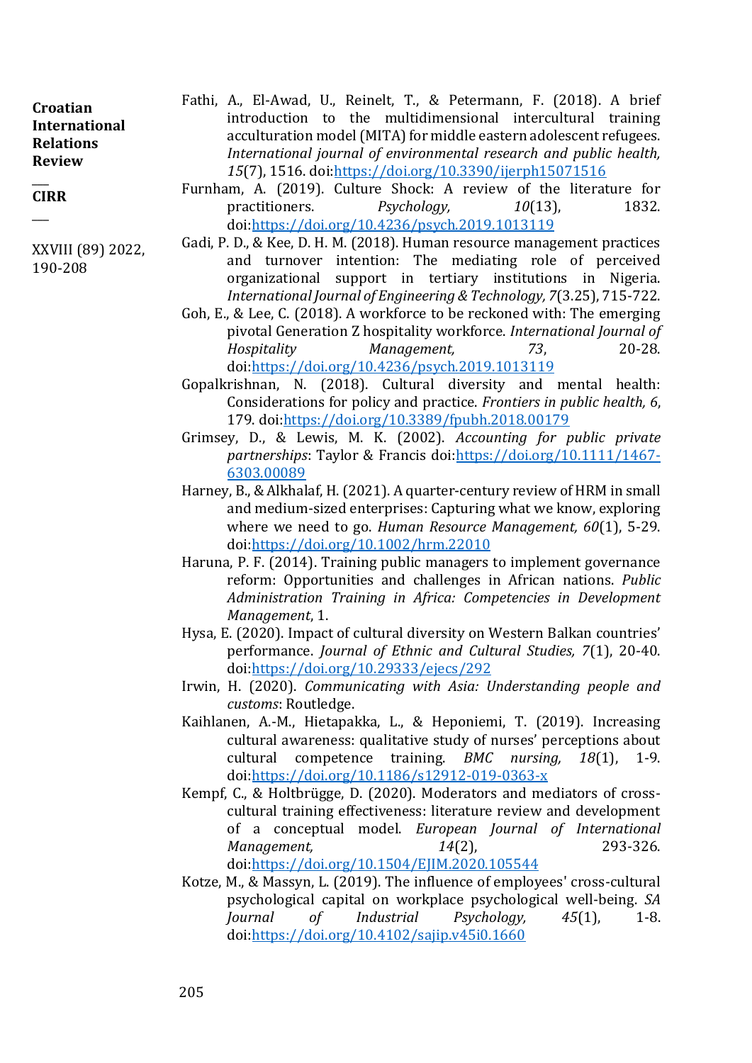Fathi, A., El-Awad, U., Reinelt, T., & Petermann, F. (2018). A brief introduction to the multidimensional intercultural training acculturation model (MITA) for middle eastern adolescent refugees. *International journal of environmental research and public health, 15*(7), 1516. doi:https://doi.org/10.3390/ijerph15071516

Furnham, A. (2019). Culture Shock: A review of the literature for practitioners. *Psychology, 10*(13), 1832. doi:https://doi.org/10.4236/psych.2019.1013119

Gadi, P. D., & Kee, D. H. M. (2018). Human resource management practices and turnover intention: The mediating role of perceived organizational support in tertiary institutions in Nigeria. *International Journal of Engineering & Technology, 7*(3.25), 715-722.

Goh, E., & Lee, C. (2018). A workforce to be reckoned with: The emerging pivotal Generation Z hospitality workforce. *International Journal of Hospitality Management, 73*, 20-28. doi:https://doi.org/10.4236/psych.2019.1013119

Gopalkrishnan, N. (2018). Cultural diversity and mental health: Considerations for policy and practice. *Frontiers in public health, 6*, 179. doi:https://doi.org/10.3389/fpubh.2018.00179

Grimsey, D., & Lewis, M. K. (2002). *Accounting for public private partnerships*: Taylor & Francis doi:https://doi.org/10.1111/1467-6303.00089

Harney, B., & Alkhalaf, H. (2021). A quarter-century review of HRM in small and medium-sized enterprises: Capturing what we know, exploring where we need to go. *Human Resource Management, 60*(1), 5-29. doi:https://doi.org/10.1002/hrm.22010

Haruna, P. F. (2014). Training public managers to implement governance reform: Opportunities and challenges in African nations. *Public Administration Training in Africa: Competencies in Development Management*, 1.

Hysa, E. (2020). Impact of cultural diversity on Western Balkan countries' performance. *Journal of Ethnic and Cultural Studies, 7*(1), 20-40. doi:https://doi.org/10.29333/ejecs/292

Irwin, H. (2020). *Communicating with Asia: Understanding people and customs*: Routledge.

Kaihlanen, A.-M., Hietapakka, L., & Heponiemi, T. (2019). Increasing cultural awareness: qualitative study of nurses' perceptions about cultural competence training. *BMC nursing, 18*(1), 1-9. doi:https://doi.org/10.1186/s12912-019-0363-x

Kempf, C., & Holtbrügge, D. (2020). Moderators and mediators of cross-cultural training effectiveness: literature review and development of a conceptual model. *European Journal of International Management, 14*(2), 293-326. doi:https://doi.org/10.1504/EJIM.2020.105544

Kotze, M., & Massyn, L. (2019). The influence of employees' cross-cultural psychological capital on workplace psychological well-being. *SA Journal of Industrial Psychology, 45*(1), 1-8. doi:https://doi.org/10.4102/sajip.v45i0.1660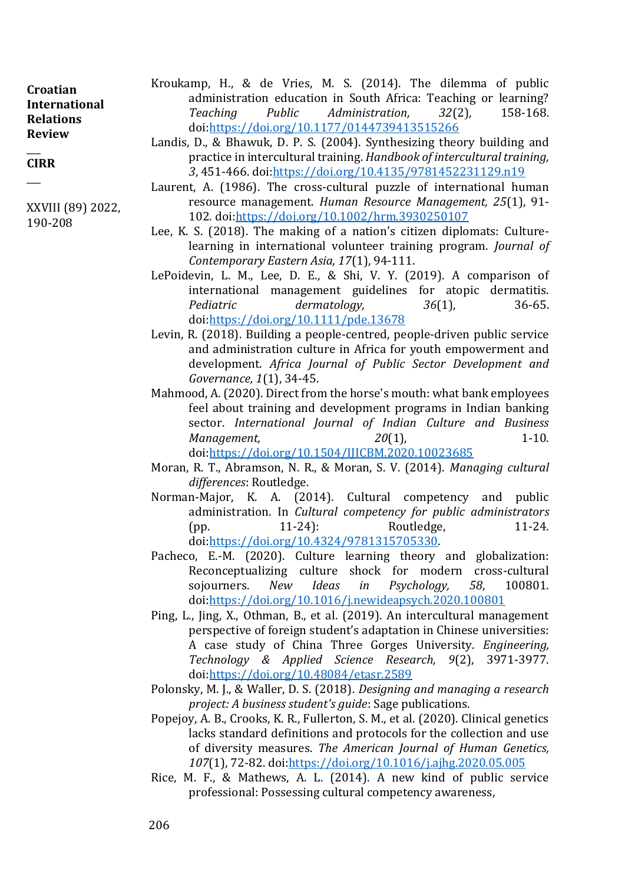Kroukamp, H., & de Vries, M. S. (2014). The dilemma of public administration education in South Africa: Teaching or learning? *Teaching Public Administration, 32*(2), 158-168. doi:https://doi.org/10.1177/0144739413515266

Landis, D., & Bhawuk, D. P. S. (2004). Synthesizing theory building and practice in intercultural training. *Handbook of intercultural training, 3*, 451-466. doi:https://doi.org/10.4135/9781452231129.n19

Laurent, A. (1986). The cross-cultural puzzle of international human resource management. *Human Resource Management, 25*(1), 91-102. doi:https://doi.org/10.1002/hrm.3930250107

Lee, K. S. (2018). The making of a nation's citizen diplomats: Culture-learning in international volunteer training program. *Journal of Contemporary Eastern Asia, 17*(1), 94-111.

LePoidevin, L. M., Lee, D. E., & Shi, V. Y. (2019). A comparison of international management guidelines for atopic dermatitis. *Pediatric dermatology, 36*(1), 36-65. doi:https://doi.org/10.1111/pde.13678

Levin, R. (2018). Building a people-centred, people-driven public service and administration culture in Africa for youth empowerment and development. *Africa Journal of Public Sector Development and Governance, 1*(1), 34-45.

Mahmood, A. (2020). Direct from the horse's mouth: what bank employees feel about training and development programs in Indian banking sector. *International Journal of Indian Culture and Business Management, 20*(1), 1-10. doi:https://doi.org/10.1504/IJICBM.2020.10023685

Moran, R. T., Abramson, N. R., & Moran, S. V. (2014). *Managing cultural differences*: Routledge.

Norman-Major, K. A. (2014). Cultural competency and public administration. In *Cultural competency for public administrators* (pp. 11-24): Routledge, 11-24. doi:https://doi.org/10.4324/9781315705330.

Pacheco, E.-M. (2020). Culture learning theory and globalization: Reconceptualizing culture shock for modern cross-cultural sojourners. *New Ideas in Psychology, 58*, 100801. doi:https://doi.org/10.1016/j.newideapsych.2020.100801

Ping, L., Jing, X., Othman, B., et al. (2019). An intercultural management perspective of foreign student's adaptation in Chinese universities: A case study of China Three Gorges University. *Engineering, Technology & Applied Science Research, 9*(2), 3971-3977. doi:https://doi.org/10.48084/etasr.2589

Polonsky, M. J., & Waller, D. S. (2018). *Designing and managing a research project: A business student's guide*: Sage publications.

Popejoy, A. B., Crooks, K. R., Fullerton, S. M., et al. (2020). Clinical genetics lacks standard definitions and protocols for the collection and use of diversity measures. *The American Journal of Human Genetics, 107*(1), 72-82. doi:https://doi.org/10.1016/j.ajhg.2020.05.005

Rice, M. F., & Mathews, A. L. (2014). A new kind of public service professional: Possessing cultural competency awareness,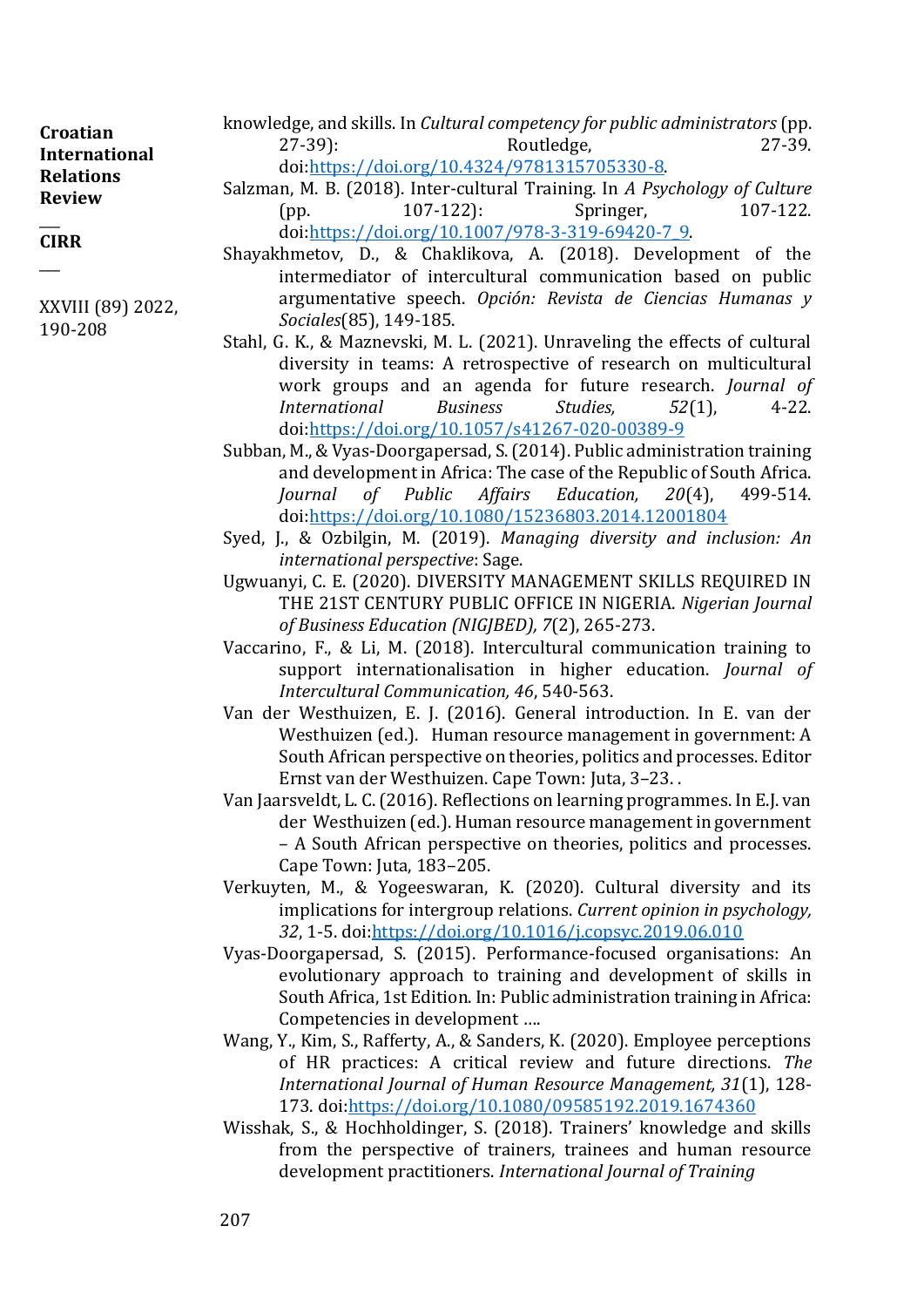knowledge, and skills. In *Cultural competency for public administrators* (pp. 27-39): Routledge, 27-39. doi:https://doi.org/10.4324/9781315705330-8.

Salzman, M. B. (2018). Inter-cultural Training. In *A Psychology of Culture* (pp. 107-122): Springer, 107-122. doi:https://doi.org/10.1007/978-3-319-69420-7_9.

Shayakhmetov, D., & Chaklikova, A. (2018). Development of the intermediator of intercultural communication based on public argumentative speech. *Opción: Revista de Ciencias Humanas y Sociales*(85), 149-185.

Stahl, G. K., & Maznevski, M. L. (2021). Unraveling the effects of cultural diversity in teams: A retrospective of research on multicultural work groups and an agenda for future research. *Journal of International Business Studies, 52*(1), 4-22. doi:https://doi.org/10.1057/s41267-020-00389-9

Subban, M., & Vyas-Doorgapersad, S. (2014). Public administration training and development in Africa: The case of the Republic of South Africa. *Journal of Public Affairs Education, 20*(4), 499-514. doi:https://doi.org/10.1080/15236803.2014.12001804

Syed, J., & Ozbilgin, M. (2019). *Managing diversity and inclusion: An international perspective*: Sage.

Ugwuanyi, C. E. (2020). DIVERSITY MANAGEMENT SKILLS REQUIRED IN THE 21ST CENTURY PUBLIC OFFICE IN NIGERIA. *Nigerian Journal of Business Education (NIGJBED), 7*(2), 265-273.

Vaccarino, F., & Li, M. (2018). Intercultural communication training to support internationalisation in higher education. *Journal of Intercultural Communication, 46*, 540-563.

Van der Westhuizen, E. J. (2016). General introduction. In E. van der Westhuizen (ed.). Human resource management in government: A South African perspective on theories, politics and processes. Editor Ernst van der Westhuizen. Cape Town: Juta, 3–23. .

Van Jaarsveldt, L. C. (2016). Reflections on learning programmes. In E.J. van der Westhuizen (ed.). Human resource management in government – A South African perspective on theories, politics and processes. Cape Town: Juta, 183–205.

Verkuyten, M., & Yogeeswaran, K. (2020). Cultural diversity and its implications for intergroup relations. *Current opinion in psychology, 32*, 1-5. doi:https://doi.org/10.1016/j.copsyc.2019.06.010

Vyas-Doorgapersad, S. (2015). Performance-focused organisations: An evolutionary approach to training and development of skills in South Africa, 1st Edition. In: Public administration training in Africa: Competencies in development ….

Wang, Y., Kim, S., Rafferty, A., & Sanders, K. (2020). Employee perceptions of HR practices: A critical review and future directions. *The International Journal of Human Resource Management, 31*(1), 128-173. doi:https://doi.org/10.1080/09585192.2019.1674360

Wisshak, S., & Hochholdinger, S. (2018). Trainers' knowledge and skills from the perspective of trainers, trainees and human resource development practitioners. *International Journal of Training*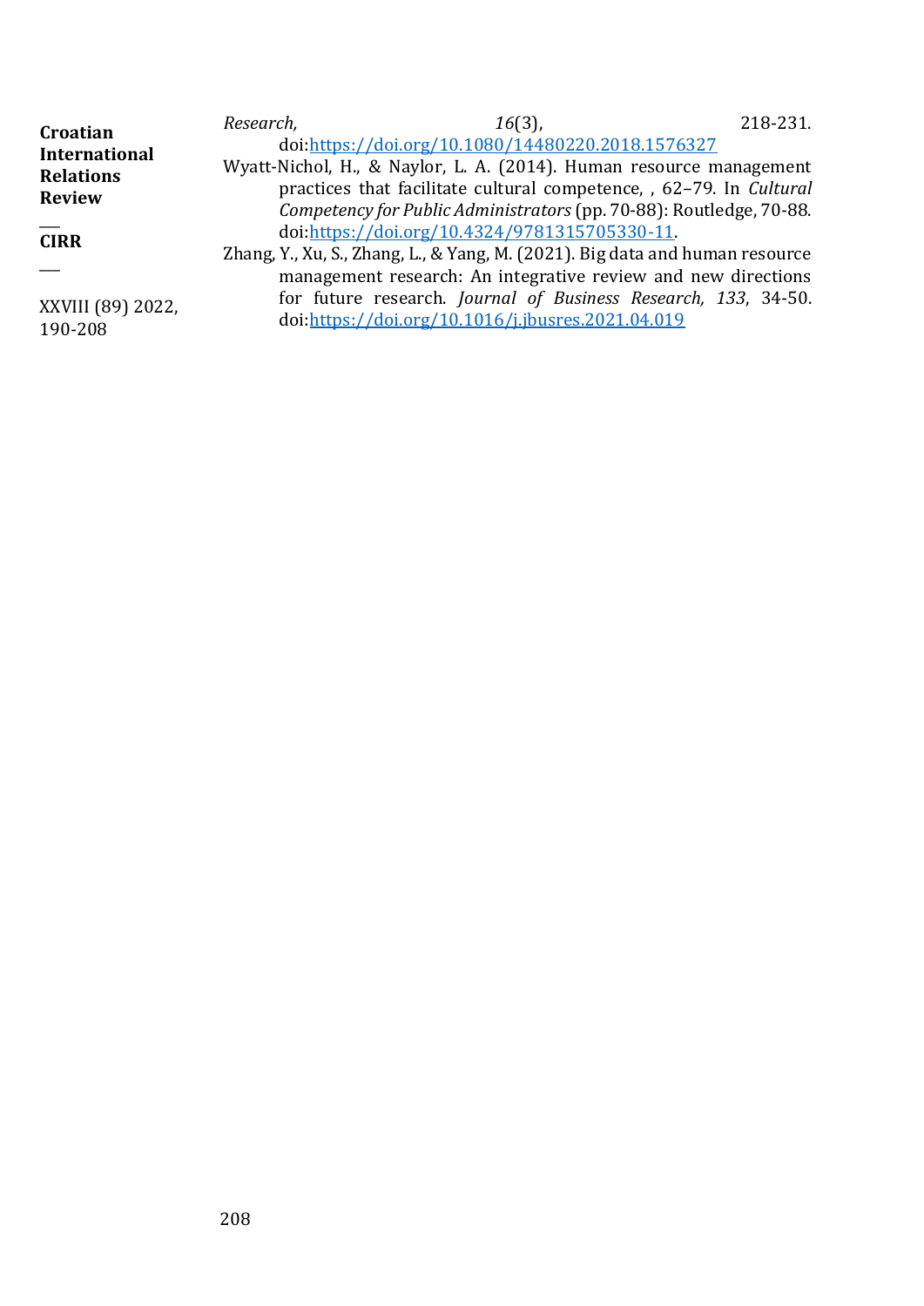*Research,* *16*(3), 218-231. doi:https://doi.org/10.1080/14480220.2018.1576327

Wyatt-Nichol, H., & Naylor, L. A. (2014). Human resource management practices that facilitate cultural competence, , 62–79. In *Cultural Competency for Public Administrators* (pp. 70-88): Routledge, 70-88. doi:https://doi.org/10.4324/9781315705330-11.

Zhang, Y., Xu, S., Zhang, L., & Yang, M. (2021). Big data and human resource management research: An integrative review and new directions for future research. *Journal of Business Research, 133*, 34-50. doi:https://doi.org/10.1016/j.jbusres.2021.04.019